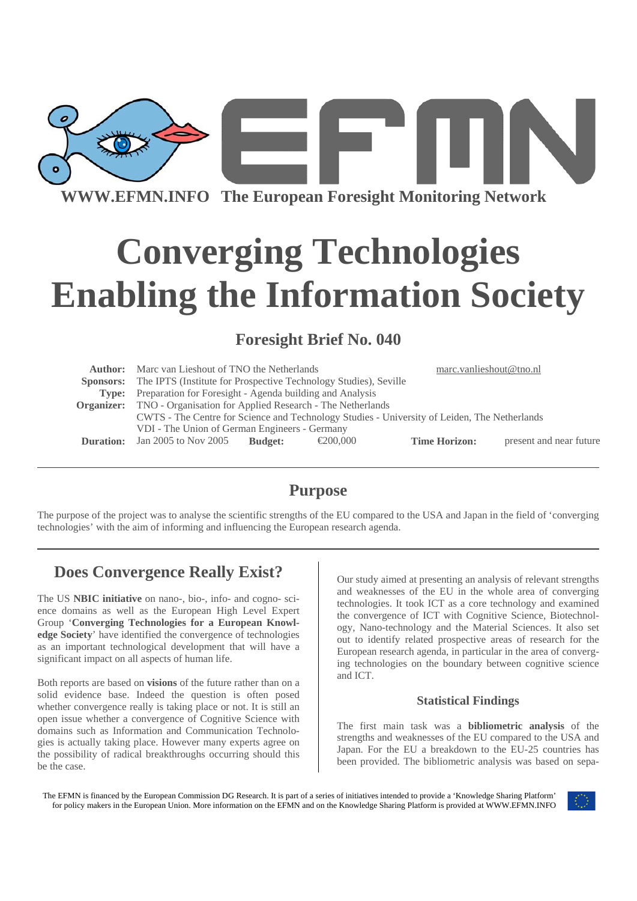WWW.EFMN.INFO The European Foresight Monitoring Network

# Converging Technologies Enabling the Information Society

## Foresight Brief No. 040

**Author:** Marc van Lieshout of TNO the Netherlands marc.vanlieshout@tno.nl
**Sponsors:** The IPTS (Institute for Prospective Technology Studies), Seville
**Type:** Preparation for Foresight - Agenda building and Analysis
**Organizer:** TNO - Organisation for Applied Research - The Netherlands
CWTS - The Centre for Science and Technology Studies - University of Leiden, The Netherlands
VDI - The Union of German Engineers - Germany
**Duration:** Jan 2005 to Nov 2005 **Budget:** €200,000 **Time Horizon:** present and near future

## Purpose

The purpose of the project was to analyse the scientific strengths of the EU compared to the USA and Japan in the field of 'converging technologies' with the aim of informing and influencing the European research agenda.

## Does Convergence Really Exist?

The US **NBIC initiative** on nano-, bio-, info- and cogno- science domains as well as the European High Level Expert Group '**Converging Technologies for a European Knowledge Society**' have identified the convergence of technologies as an important technological development that will have a significant impact on all aspects of human life.

Both reports are based on **visions** of the future rather than on a solid evidence base. Indeed the question is often posed whether convergence really is taking place or not. It is still an open issue whether a convergence of Cognitive Science with domains such as Information and Communication Technologies is actually taking place. However many experts agree on the possibility of radical breakthroughs occurring should this be the case.

Our study aimed at presenting an analysis of relevant strengths and weaknesses of the EU in the whole area of converging technologies. It took ICT as a core technology and examined the convergence of ICT with Cognitive Science, Biotechnology, Nano-technology and the Material Sciences. It also set out to identify related prospective areas of research for the European research agenda, in particular in the area of converging technologies on the boundary between cognitive science and ICT.

### Statistical Findings

The first main task was a **bibliometric analysis** of the strengths and weaknesses of the EU compared to the USA and Japan. For the EU a breakdown to the EU-25 countries has been provided. The bibliometric analysis was based on sepa-

The EFMN is financed by the European Commission DG Research. It is part of a series of initiatives intended to provide a 'Knowledge Sharing Platform' for policy makers in the European Union. More information on the EFMN and on the Knowledge Sharing Platform is provided at WWW.EFMN.INFO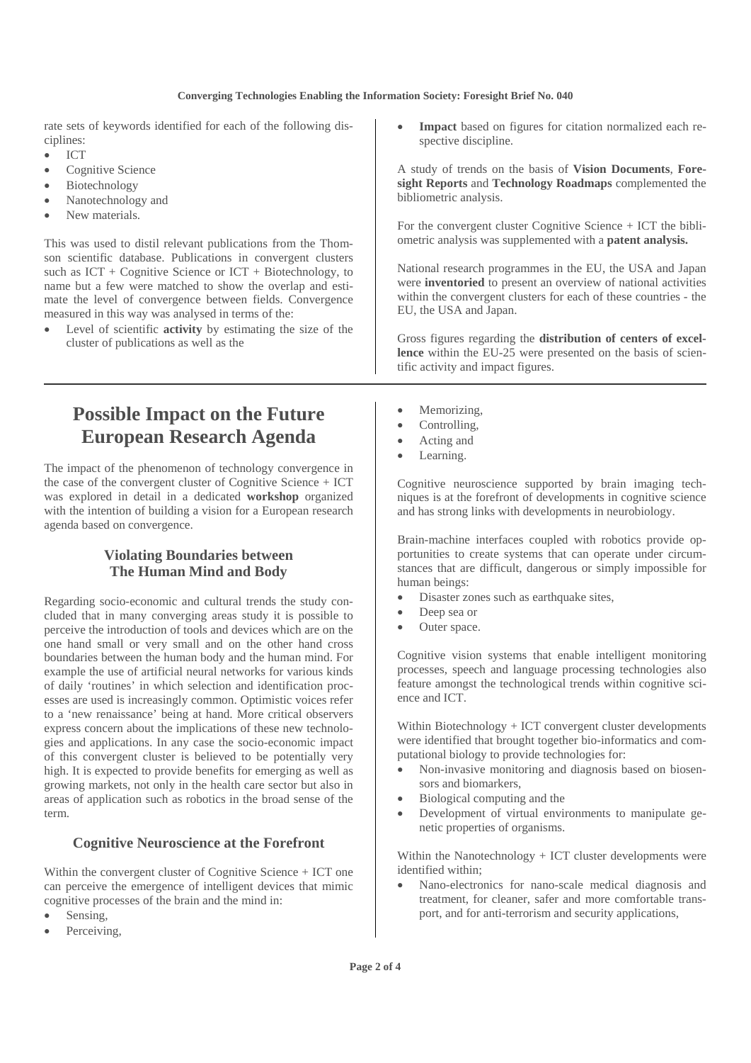rate sets of keywords identified for each of the following disciplines:

- ICT
- Cognitive Science
- Biotechnology
- Nanotechnology and
- New materials.

This was used to distil relevant publications from the Thomson scientific database. Publications in convergent clusters such as ICT + Cognitive Science or ICT + Biotechnology, to name but a few were matched to show the overlap and estimate the level of convergence between fields. Convergence measured in this way was analysed in terms of the:

- Level of scientific **activity** by estimating the size of the cluster of publications as well as the
- **Impact** based on figures for citation normalized each respective discipline.

A study of trends on the basis of **Vision Documents**, **Foresight Reports** and **Technology Roadmaps** complemented the bibliometric analysis.

For the convergent cluster Cognitive Science + ICT the bibliometric analysis was supplemented with a **patent analysis.**

National research programmes in the EU, the USA and Japan were **inventoried** to present an overview of national activities within the convergent clusters for each of these countries - the EU, the USA and Japan.

Gross figures regarding the **distribution of centers of excellence** within the EU-25 were presented on the basis of scientific activity and impact figures.

# Possible Impact on the Future European Research Agenda

The impact of the phenomenon of technology convergence in the case of the convergent cluster of Cognitive Science + ICT was explored in detail in a dedicated **workshop** organized with the intention of building a vision for a European research agenda based on convergence.

## Violating Boundaries between The Human Mind and Body

Regarding socio-economic and cultural trends the study concluded that in many converging areas study it is possible to perceive the introduction of tools and devices which are on the one hand small or very small and on the other hand cross boundaries between the human body and the human mind. For example the use of artificial neural networks for various kinds of daily 'routines' in which selection and identification processes are used is increasingly common. Optimistic voices refer to a 'new renaissance' being at hand. More critical observers express concern about the implications of these new technologies and applications. In any case the socio-economic impact of this convergent cluster is believed to be potentially very high. It is expected to provide benefits for emerging as well as growing markets, not only in the health care sector but also in areas of application such as robotics in the broad sense of the term.

## Cognitive Neuroscience at the Forefront

Within the convergent cluster of Cognitive Science + ICT one can perceive the emergence of intelligent devices that mimic cognitive processes of the brain and the mind in:

- Sensing,
- Perceiving,
- Memorizing,
- Controlling,
- Acting and
- Learning.

Cognitive neuroscience supported by brain imaging techniques is at the forefront of developments in cognitive science and has strong links with developments in neurobiology.

Brain-machine interfaces coupled with robotics provide opportunities to create systems that can operate under circumstances that are difficult, dangerous or simply impossible for human beings:

- Disaster zones such as earthquake sites,
- Deep sea or
- Outer space.

Cognitive vision systems that enable intelligent monitoring processes, speech and language processing technologies also feature amongst the technological trends within cognitive science and ICT.

Within Biotechnology + ICT convergent cluster developments were identified that brought together bio-informatics and computational biology to provide technologies for:

- Non-invasive monitoring and diagnosis based on biosensors and biomarkers,
- Biological computing and the
- Development of virtual environments to manipulate genetic properties of organisms.

Within the Nanotechnology + ICT cluster developments were identified within;

- Nano-electronics for nano-scale medical diagnosis and treatment, for cleaner, safer and more comfortable transport, and for anti-terrorism and security applications,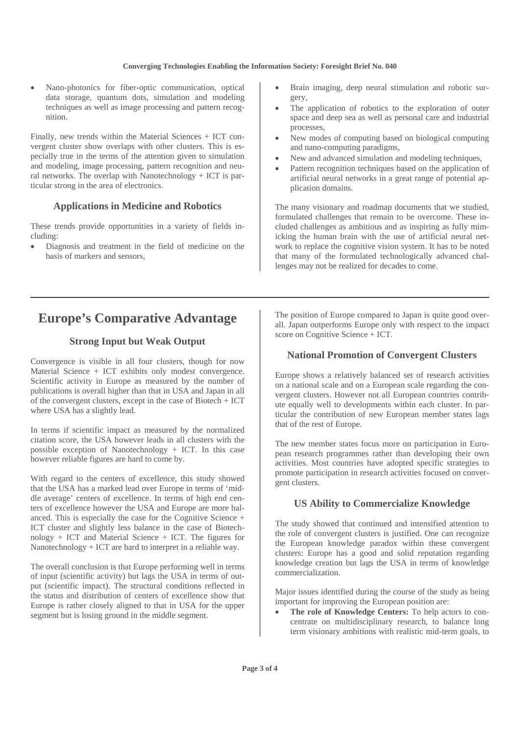- Nano-photonics for fiber-optic communication, optical data storage, quantum dots, simulation and modeling techniques as well as image processing and pattern recognition.

Finally, new trends within the Material Sciences + ICT convergent cluster show overlaps with other clusters. This is especially true in the terms of the attention given to simulation and modeling, image processing, pattern recognition and neural networks. The overlap with Nanotechnology + ICT is particular strong in the area of electronics.

### Applications in Medicine and Robotics

These trends provide opportunities in a variety of fields including:

- Diagnosis and treatment in the field of medicine on the basis of markers and sensors,
- Brain imaging, deep neural stimulation and robotic surgery,
- The application of robotics to the exploration of outer space and deep sea as well as personal care and industrial processes,
- New modes of computing based on biological computing and nano-computing paradigms,
- New and advanced simulation and modeling techniques,
- Pattern recognition techniques based on the application of artificial neural networks in a great range of potential application domains.

The many visionary and roadmap documents that we studied, formulated challenges that remain to be overcome. These included challenges as ambitious and as inspiring as fully mimicking the human brain with the use of artificial neural network to replace the cognitive vision system. It has to be noted that many of the formulated technologically advanced challenges may not be realized for decades to come.

## Europe's Comparative Advantage

### Strong Input but Weak Output

Convergence is visible in all four clusters, though for now Material Science + ICT exhibits only modest convergence. Scientific activity in Europe as measured by the number of publications is overall higher than that in USA and Japan in all of the convergent clusters, except in the case of Biotech + ICT where USA has a slightly lead.

In terms if scientific impact as measured by the normalized citation score, the USA however leads in all clusters with the possible exception of Nanotechnology + ICT. In this case however reliable figures are hard to come by.

With regard to the centers of excellence, this study showed that the USA has a marked lead over Europe in terms of 'middle average' centers of excellence. In terms of high end centers of excellence however the USA and Europe are more balanced. This is especially the case for the Cognitive Science + ICT cluster and slightly less balance in the case of Biotechnology + ICT and Material Science + ICT. The figures for Nanotechnology + ICT are hard to interpret in a reliable way.

The overall conclusion is that Europe performing well in terms of input (scientific activity) but lags the USA in terms of output (scientific impact). The structural conditions reflected in the status and distribution of centers of excellence show that Europe is rather closely aligned to that in USA for the upper segment but is losing ground in the middle segment.

The position of Europe compared to Japan is quite good overall. Japan outperforms Europe only with respect to the impact score on Cognitive Science + ICT.

### National Promotion of Convergent Clusters

Europe shows a relatively balanced set of research activities on a national scale and on a European scale regarding the convergent clusters. However not all European countries contribute equally well to developments within each cluster. In particular the contribution of new European member states lags that of the rest of Europe.

The new member states focus more on participation in European research programmes rather than developing their own activities. Most countries have adopted specific strategies to promote participation in research activities focused on convergent clusters.

### US Ability to Commercialize Knowledge

The study showed that continued and intensified attention to the role of convergent clusters is justified. One can recognize the European knowledge paradox within these convergent clusters: Europe has a good and solid reputation regarding knowledge creation but lags the USA in terms of knowledge commercialization.

Major issues identified during the course of the study as being important for improving the European position are:

- **The role of Knowledge Centers:** To help actors to concentrate on multidisciplinary research, to balance long term visionary ambitions with realistic mid-term goals, to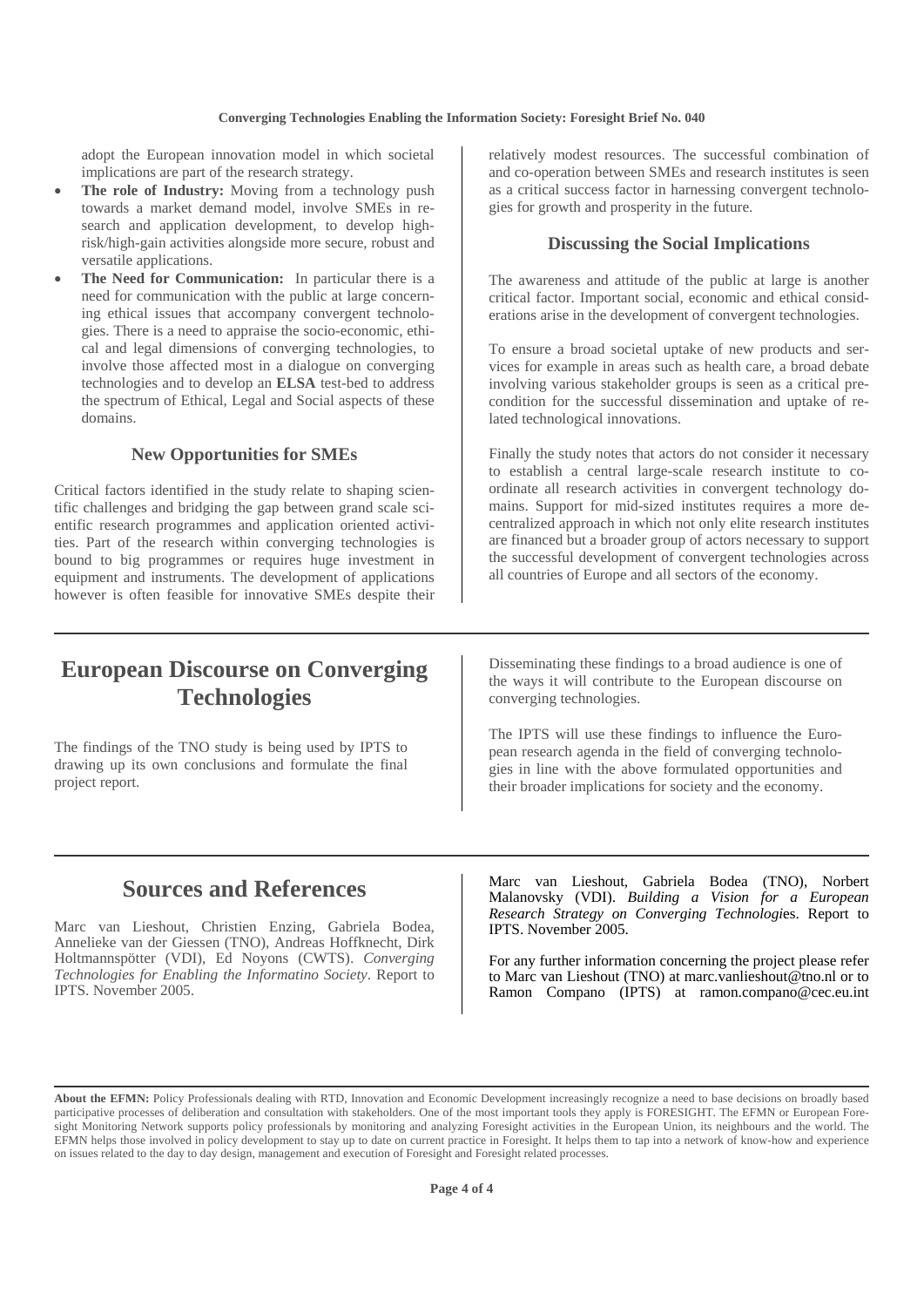adopt the European innovation model in which societal implications are part of the research strategy.

- **The role of Industry:** Moving from a technology push towards a market demand model, involve SMEs in research and application development, to develop high-risk/high-gain activities alongside more secure, robust and versatile applications.
- **The Need for Communication:** In particular there is a need for communication with the public at large concerning ethical issues that accompany convergent technologies. There is a need to appraise the socio-economic, ethical and legal dimensions of converging technologies, to involve those affected most in a dialogue on converging technologies and to develop an **ELSA** test-bed to address the spectrum of Ethical, Legal and Social aspects of these domains.

### New Opportunities for SMEs

Critical factors identified in the study relate to shaping scientific challenges and bridging the gap between grand scale scientific research programmes and application oriented activities. Part of the research within converging technologies is bound to big programmes or requires huge investment in equipment and instruments. The development of applications however is often feasible for innovative SMEs despite their relatively modest resources. The successful combination of and co-operation between SMEs and research institutes is seen as a critical success factor in harnessing convergent technologies for growth and prosperity in the future.

### Discussing the Social Implications

The awareness and attitude of the public at large is another critical factor. Important social, economic and ethical considerations arise in the development of convergent technologies.

To ensure a broad societal uptake of new products and services for example in areas such as health care, a broad debate involving various stakeholder groups is seen as a critical precondition for the successful dissemination and uptake of related technological innovations.

Finally the study notes that actors do not consider it necessary to establish a central large-scale research institute to coordinate all research activities in convergent technology domains. Support for mid-sized institutes requires a more decentralized approach in which not only elite research institutes are financed but a broader group of actors necessary to support the successful development of convergent technologies across all countries of Europe and all sectors of the economy.

## European Discourse on Converging Technologies

The findings of the TNO study is being used by IPTS to drawing up its own conclusions and formulate the final project report.

Disseminating these findings to a broad audience is one of the ways it will contribute to the European discourse on converging technologies.

The IPTS will use these findings to influence the European research agenda in the field of converging technologies in line with the above formulated opportunities and their broader implications for society and the economy.

## Sources and References

Marc van Lieshout, Christien Enzing, Gabriela Bodea, Annelieke van der Giessen (TNO), Andreas Hoffknecht, Dirk Holtmannspötter (VDI), Ed Noyons (CWTS). *Converging Technologies for Enabling the Informatino Society*. Report to IPTS. November 2005.

Marc van Lieshout, Gabriela Bodea (TNO), Norbert Malanovsky (VDI). *Building a Vision for a European Research Strategy on Converging Technologies*. Report to IPTS. November 2005.

For any further information concerning the project please refer to Marc van Lieshout (TNO) at marc.vanlieshout@tno.nl or to Ramon Compano (IPTS) at ramon.compano@cec.eu.int

**About the EFMN:** Policy Professionals dealing with RTD, Innovation and Economic Development increasingly recognize a need to base decisions on broadly based participative processes of deliberation and consultation with stakeholders. One of the most important tools they apply is FORESIGHT. The EFMN or European Foresight Monitoring Network supports policy professionals by monitoring and analyzing Foresight activities in the European Union, its neighbours and the world. The EFMN helps those involved in policy development to stay up to date on current practice in Foresight. It helps them to tap into a network of know-how and experience on issues related to the day to day design, management and execution of Foresight and Foresight related processes.